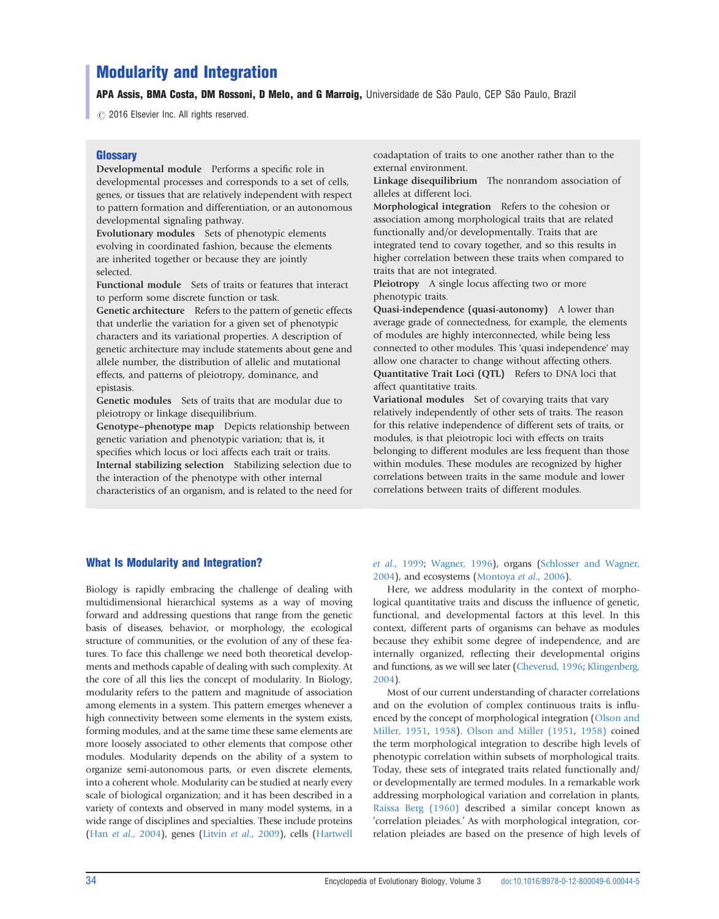# Modularity and Integration

**APA Assis, BMA Costa, DM Rossoni, D Melo, and G Marroig,** Universidade de São Paulo, CEP São Paulo, Brazil

© 2016 Elsevier Inc. All rights reserved.

## Glossary

**Developmental module** Performs a specific role in developmental processes and corresponds to a set of cells, genes, or tissues that are relatively independent with respect to pattern formation and differentiation, or an autonomous developmental signaling pathway.

**Evolutionary modules** Sets of phenotypic elements evolving in coordinated fashion, because the elements are inherited together or because they are jointly selected.

**Functional module** Sets of traits or features that interact to perform some discrete function or task.

**Genetic architecture** Refers to the pattern of genetic effects that underlie the variation for a given set of phenotypic characters and its variational properties. A description of genetic architecture may include statements about gene and allele number, the distribution of allelic and mutational effects, and patterns of pleiotropy, dominance, and epistasis.

**Genetic modules** Sets of traits that are modular due to pleiotropy or linkage disequilibrium.

**Genotype–phenotype map** Depicts relationship between genetic variation and phenotypic variation; that is, it specifies which locus or loci affects each trait or traits.

**Internal stabilizing selection** Stabilizing selection due to the interaction of the phenotype with other internal characteristics of an organism, and is related to the need for coadaptation of traits to one another rather than to the external environment.

**Linkage disequilibrium** The nonrandom association of alleles at different loci.

**Morphological integration** Refers to the cohesion or association among morphological traits that are related functionally and/or developmentally. Traits that are integrated tend to covary together, and so this results in higher correlation between these traits when compared to traits that are not integrated.

**Pleiotropy** A single locus affecting two or more phenotypic traits.

**Quasi-independence (quasi-autonomy)** A lower than average grade of connectedness, for example, the elements of modules are highly interconnected, while being less connected to other modules. This 'quasi independence' may allow one character to change without affecting others.

**Quantitative Trait Loci (QTL)** Refers to DNA loci that affect quantitative traits.

**Variational modules** Set of covarying traits that vary relatively independently of other sets of traits. The reason for this relative independence of different sets of traits, or modules, is that pleiotropic loci with effects on traits belonging to different modules are less frequent than those within modules. These modules are recognized by higher correlations between traits in the same module and lower correlations between traits of different modules.

## What Is Modularity and Integration?

Biology is rapidly embracing the challenge of dealing with multidimensional hierarchical systems as a way of moving forward and addressing questions that range from the genetic basis of diseases, behavior, or morphology, the ecological structure of communities, or the evolution of any of these features. To face this challenge we need both theoretical developments and methods capable of dealing with such complexity. At the core of all this lies the concept of modularity. In Biology, modularity refers to the pattern and magnitude of association among elements in a system. This pattern emerges whenever a high connectivity between some elements in the system exists, forming modules, and at the same time these same elements are more loosely associated to other elements that compose other modules. Modularity depends on the ability of a system to organize semi-autonomous parts, or even discrete elements, into a coherent whole. Modularity can be studied at nearly every scale of biological organization; and it has been described in a variety of contexts and observed in many model systems, in a wide range of disciplines and specialties. These include proteins (Han *et al.*, 2004), genes (Litvin *et al.*, 2009), cells (Hartwell *et al.*, 1999; Wagner, 1996), organs (Schlosser and Wagner, 2004), and ecosystems (Montoya *et al.*, 2006).

Here, we address modularity in the context of morphological quantitative traits and discuss the influence of genetic, functional, and developmental factors at this level. In this context, different parts of organisms can behave as modules because they exhibit some degree of independence, and are internally organized, reflecting their developmental origins and functions, as we will see later (Cheverud, 1996; Klingenberg, 2004).

Most of our current understanding of character correlations and on the evolution of complex continuous traits is influenced by the concept of morphological integration (Olson and Miller, 1951, 1958). Olson and Miller (1951, 1958) coined the term morphological integration to describe high levels of phenotypic correlation within subsets of morphological traits. Today, these sets of integrated traits related functionally and/or developmentally are termed modules. In a remarkable work addressing morphological variation and correlation in plants, Raissa Berg (1960) described a similar concept known as 'correlation pleiades.' As with morphological integration, correlation pleiades are based on the presence of high levels of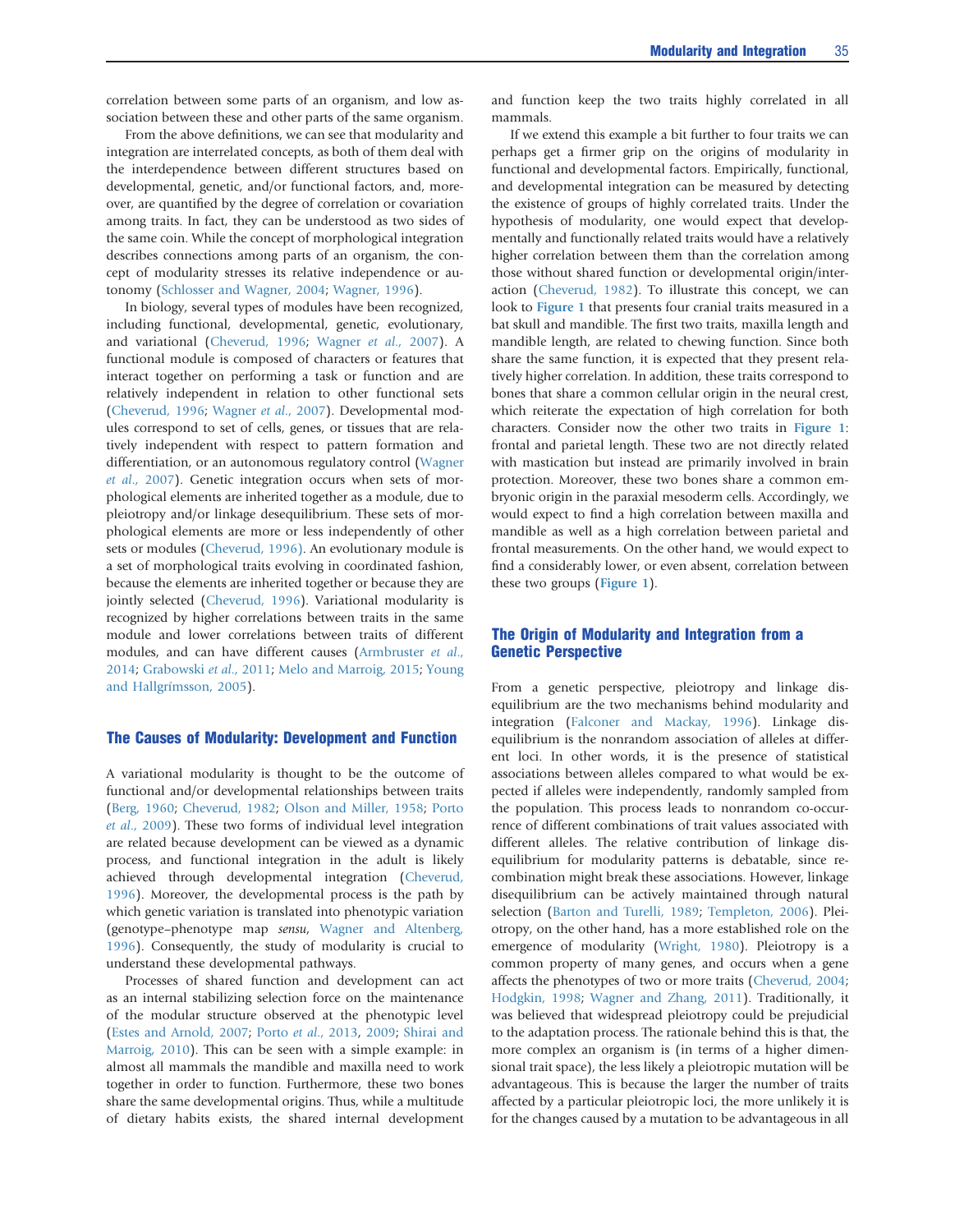correlation between some parts of an organism, and low association between these and other parts of the same organism.

From the above definitions, we can see that modularity and integration are interrelated concepts, as both of them deal with the interdependence between different structures based on developmental, genetic, and/or functional factors, and, moreover, are quantified by the degree of correlation or covariation among traits. In fact, they can be understood as two sides of the same coin. While the concept of morphological integration describes connections among parts of an organism, the concept of modularity stresses its relative independence or autonomy (Schlosser and Wagner, 2004; Wagner, 1996).

In biology, several types of modules have been recognized, including functional, developmental, genetic, evolutionary, and variational (Cheverud, 1996; Wagner *et al.*, 2007). A functional module is composed of characters or features that interact together on performing a task or function and are relatively independent in relation to other functional sets (Cheverud, 1996; Wagner *et al.*, 2007). Developmental modules correspond to set of cells, genes, or tissues that are relatively independent with respect to pattern formation and differentiation, or an autonomous regulatory control (Wagner *et al.*, 2007). Genetic integration occurs when sets of morphological elements are inherited together as a module, due to pleiotropy and/or linkage desequilibrium. These sets of morphological elements are more or less independently of other sets or modules (Cheverud, 1996). An evolutionary module is a set of morphological traits evolving in coordinated fashion, because the elements are inherited together or because they are jointly selected (Cheverud, 1996). Variational modularity is recognized by higher correlations between traits in the same module and lower correlations between traits of different modules, and can have different causes (Armbruster *et al.*, 2014; Grabowski *et al.*, 2011; Melo and Marroig, 2015; Young and Hallgrímsson, 2005).

## The Causes of Modularity: Development and Function

A variational modularity is thought to be the outcome of functional and/or developmental relationships between traits (Berg, 1960; Cheverud, 1982; Olson and Miller, 1958; Porto *et al.*, 2009). These two forms of individual level integration are related because development can be viewed as a dynamic process, and functional integration in the adult is likely achieved through developmental integration (Cheverud, 1996). Moreover, the developmental process is the path by which genetic variation is translated into phenotypic variation (genotype–phenotype map *sensu*, Wagner and Altenberg, 1996). Consequently, the study of modularity is crucial to understand these developmental pathways.

Processes of shared function and development can act as an internal stabilizing selection force on the maintenance of the modular structure observed at the phenotypic level (Estes and Arnold, 2007; Porto *et al.*, 2013, 2009; Shirai and Marroig, 2010). This can be seen with a simple example: in almost all mammals the mandible and maxilla need to work together in order to function. Furthermore, these two bones share the same developmental origins. Thus, while a multitude of dietary habits exists, the shared internal development and function keep the two traits highly correlated in all mammals.

If we extend this example a bit further to four traits we can perhaps get a firmer grip on the origins of modularity in functional and developmental factors. Empirically, functional, and developmental integration can be measured by detecting the existence of groups of highly correlated traits. Under the hypothesis of modularity, one would expect that developmentally and functionally related traits would have a relatively higher correlation between them than the correlation among those without shared function or developmental origin/interaction (Cheverud, 1982). To illustrate this concept, we can look to Figure 1 that presents four cranial traits measured in a bat skull and mandible. The first two traits, maxilla length and mandible length, are related to chewing function. Since both share the same function, it is expected that they present relatively higher correlation. In addition, these traits correspond to bones that share a common cellular origin in the neural crest, which reiterate the expectation of high correlation for both characters. Consider now the other two traits in Figure 1: frontal and parietal length. These two are not directly related with mastication but instead are primarily involved in brain protection. Moreover, these two bones share a common embryonic origin in the paraxial mesoderm cells. Accordingly, we would expect to find a high correlation between maxilla and mandible as well as a high correlation between parietal and frontal measurements. On the other hand, we would expect to find a considerably lower, or even absent, correlation between these two groups (Figure 1).

## The Origin of Modularity and Integration from a Genetic Perspective

From a genetic perspective, pleiotropy and linkage disequilibrium are the two mechanisms behind modularity and integration (Falconer and Mackay, 1996). Linkage disequilibrium is the nonrandom association of alleles at different loci. In other words, it is the presence of statistical associations between alleles compared to what would be expected if alleles were independently, randomly sampled from the population. This process leads to nonrandom co-occurrence of different combinations of trait values associated with different alleles. The relative contribution of linkage disequilibrium for modularity patterns is debatable, since recombination might break these associations. However, linkage disequilibrium can be actively maintained through natural selection (Barton and Turelli, 1989; Templeton, 2006). Pleiotropy, on the other hand, has a more established role on the emergence of modularity (Wright, 1980). Pleiotropy is a common property of many genes, and occurs when a gene affects the phenotypes of two or more traits (Cheverud, 2004; Hodgkin, 1998; Wagner and Zhang, 2011). Traditionally, it was believed that widespread pleiotropy could be prejudicial to the adaptation process. The rationale behind this is that, the more complex an organism is (in terms of a higher dimensional trait space), the less likely a pleiotropic mutation will be advantageous. This is because the larger the number of traits affected by a particular pleiotropic loci, the more unlikely it is for the changes caused by a mutation to be advantageous in all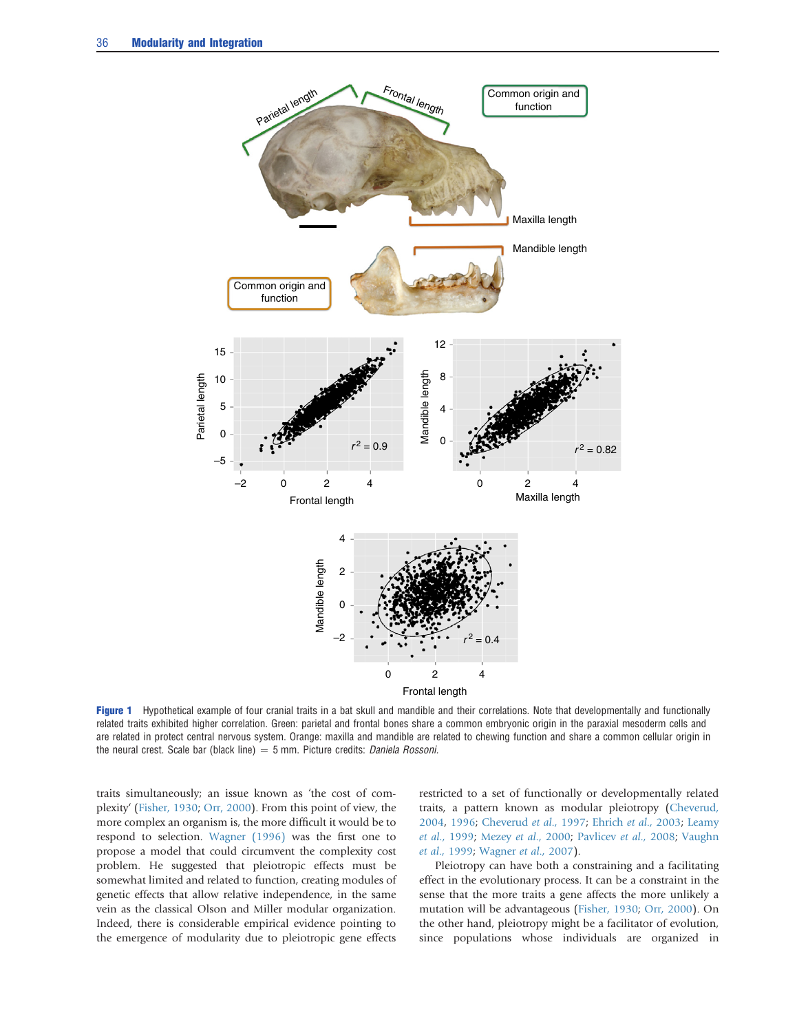**Figure 1** Hypothetical example of four cranial traits in a bat skull and mandible and their correlations. Note that developmentally and functionally related traits exhibited higher correlation. Green: parietal and frontal bones share a common embryonic origin in the paraxial mesoderm cells and are related in protect central nervous system. Orange: maxilla and mandible are related to chewing function and share a common cellular origin in the neural crest. Scale bar (black line) = 5 mm. Picture credits: *Daniela Rossoni*.

traits simultaneously; an issue known as 'the cost of complexity' (Fisher, 1930; Orr, 2000). From this point of view, the more complex an organism is, the more difficult it would be to respond to selection. Wagner (1996) was the first one to propose a model that could circumvent the complexity cost problem. He suggested that pleiotropic effects must be somewhat limited and related to function, creating modules of genetic effects that allow relative independence, in the same vein as the classical Olson and Miller modular organization. Indeed, there is considerable empirical evidence pointing to the emergence of modularity due to pleiotropic gene effects restricted to a set of functionally or developmentally related traits, a pattern known as modular pleiotropy (Cheverud, 2004, 1996; Cheverud *et al.*, 1997; Ehrich *et al.*, 2003; Leamy *et al.*, 1999; Mezey *et al.*, 2000; Pavlicev *et al.*, 2008; Vaughn *et al.*, 1999; Wagner *et al.*, 2007).

Pleiotropy can have both a constraining and a facilitating effect in the evolutionary process. It can be a constraint in the sense that the more traits a gene affects the more unlikely a mutation will be advantageous (Fisher, 1930; Orr, 2000). On the other hand, pleiotropy might be a facilitator of evolution, since populations whose individuals are organized in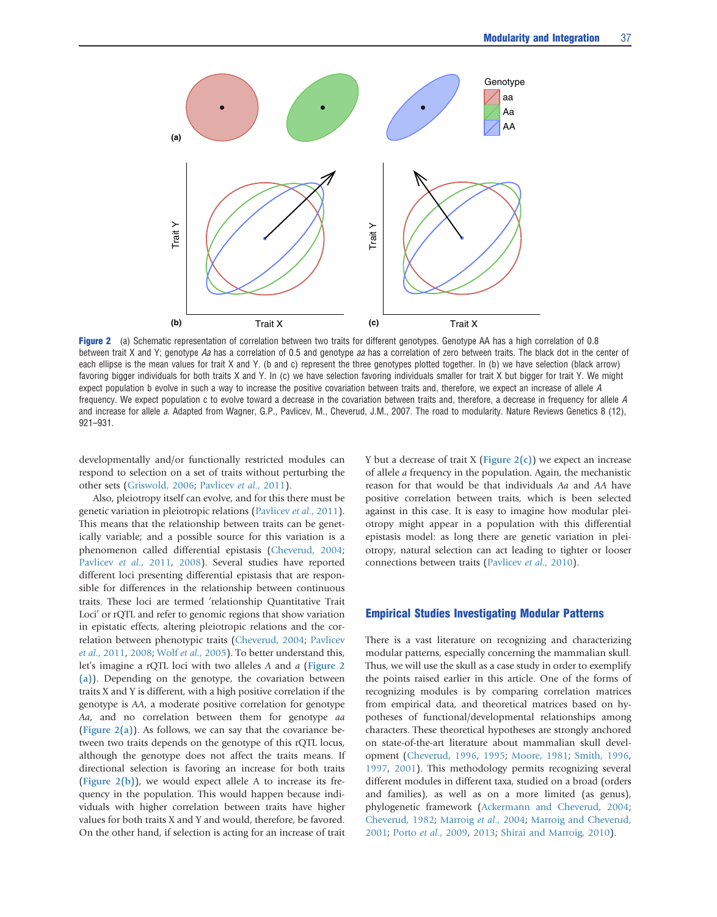Figure 2 (a) Schematic representation of correlation between two traits for different genotypes. Genotype AA has a high correlation of 0.8 between trait X and Y; genotype *Aa* has a correlation of 0.5 and genotype *aa* has a correlation of zero between traits. The black dot in the center of each ellipse is the mean values for trait X and Y. (b and c) represent the three genotypes plotted together. In (b) we have selection (black arrow) favoring bigger individuals for both traits X and Y. In (c) we have selection favoring individuals smaller for trait X but bigger for trait Y. We might expect population b evolve in such a way to increase the positive covariation between traits and, therefore, we expect an increase of allele *A* frequency. We expect population c to evolve toward a decrease in the covariation between traits and, therefore, a decrease in frequency for allele *A* and increase for allele *a*. Adapted from Wagner, G.P., Pavlicev, M., Cheverud, J.M., 2007. The road to modularity. Nature Reviews Genetics 8 (12), 921–931.

developmentally and/or functionally restricted modules can respond to selection on a set of traits without perturbing the other sets (Griswold, 2006; Pavlicev *et al.*, 2011).

Also, pleiotropy itself can evolve, and for this there must be genetic variation in pleiotropic relations (Pavlicev *et al.*, 2011). This means that the relationship between traits can be genetically variable; and a possible source for this variation is a phenomenon called differential epistasis (Cheverud, 2004; Pavlicev *et al.*, 2011, 2008). Several studies have reported different loci presenting differential epistasis that are responsible for differences in the relationship between continuous traits. These loci are termed 'relationship Quantitative Trait Loci' or rQTL and refer to genomic regions that show variation in epistatic effects, altering pleiotropic relations and the correlation between phenotypic traits (Cheverud, 2004; Pavlicev *et al.*, 2011, 2008; Wolf *et al.*, 2005). To better understand this, let's imagine a rQTL loci with two alleles *A* and *a* (Figure 2(a)). Depending on the genotype, the covariation between traits X and Y is different, with a high positive correlation if the genotype is *AA*, a moderate positive correlation for genotype *Aa*, and no correlation between them for genotype *aa* (Figure 2(a)). As follows, we can say that the covariance between two traits depends on the genotype of this rQTL locus, although the genotype does not affect the traits means. If directional selection is favoring an increase for both traits (Figure 2(b)), we would expect allele A to increase its frequency in the population. This would happen because individuals with higher correlation between traits have higher values for both traits X and Y and would, therefore, be favored. On the other hand, if selection is acting for an increase of trait Y but a decrease of trait X (Figure 2(c)) we expect an increase of allele *a* frequency in the population. Again, the mechanistic reason for that would be that individuals *Aa* and *AA* have positive correlation between traits, which is been selected against in this case. It is easy to imagine how modular pleiotropy might appear in a population with this differential epistasis model: as long there are genetic variation in pleiotropy, natural selection can act leading to tighter or looser connections between traits (Pavlicev *et al.*, 2010).

## Empirical Studies Investigating Modular Patterns

There is a vast literature on recognizing and characterizing modular patterns, especially concerning the mammalian skull. Thus, we will use the skull as a case study in order to exemplify the points raised earlier in this article. One of the forms of recognizing modules is by comparing correlation matrices from empirical data, and theoretical matrices based on hypotheses of functional/developmental relationships among characters. These theoretical hypotheses are strongly anchored on state-of-the-art literature about mammalian skull development (Cheverud, 1996, 1995; Moore, 1981; Smith, 1996, 1997, 2001). This methodology permits recognizing several different modules in different taxa, studied on a broad (orders and families), as well as on a more limited (as genus), phylogenetic framework (Ackermann and Cheverud, 2004; Cheverud, 1982; Marroig *et al.*, 2004; Marroig and Cheverud, 2001; Porto *et al.*, 2009, 2013; Shirai and Marroig, 2010).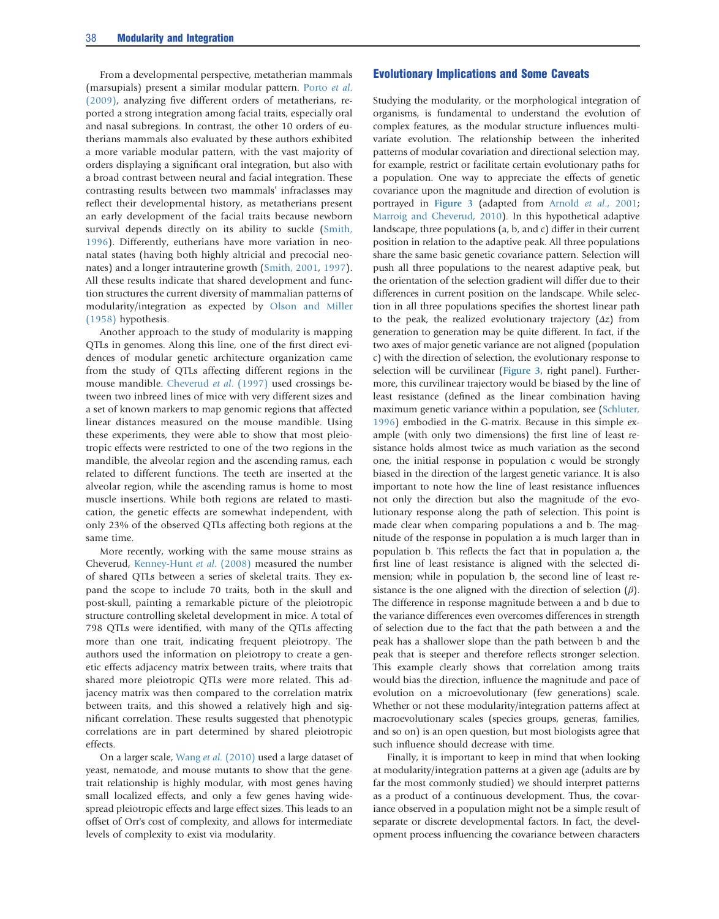From a developmental perspective, metatherian mammals (marsupials) present a similar modular pattern. Porto *et al.* (2009), analyzing five different orders of metatherians, reported a strong integration among facial traits, especially oral and nasal subregions. In contrast, the other 10 orders of eutherians mammals also evaluated by these authors exhibited a more variable modular pattern, with the vast majority of orders displaying a significant oral integration, but also with a broad contrast between neural and facial integration. These contrasting results between two mammals' infraclasses may reflect their developmental history, as metatherians present an early development of the facial traits because newborn survival depends directly on its ability to suckle (Smith, 1996). Differently, eutherians have more variation in neonatal states (having both highly altricial and precocial neonates) and a longer intrauterine growth (Smith, 2001, 1997). All these results indicate that shared development and function structures the current diversity of mammalian patterns of modularity/integration as expected by Olson and Miller (1958) hypothesis.

Another approach to the study of modularity is mapping QTLs in genomes. Along this line, one of the first direct evidences of modular genetic architecture organization came from the study of QTLs affecting different regions in the mouse mandible. Cheverud *et al.* (1997) used crossings between two inbreed lines of mice with very different sizes and a set of known markers to map genomic regions that affected linear distances measured on the mouse mandible. Using these experiments, they were able to show that most pleiotropic effects were restricted to one of the two regions in the mandible, the alveolar region and the ascending ramus, each related to different functions. The teeth are inserted at the alveolar region, while the ascending ramus is home to most muscle insertions. While both regions are related to mastication, the genetic effects are somewhat independent, with only 23% of the observed QTLs affecting both regions at the same time.

More recently, working with the same mouse strains as Cheverud, Kenney-Hunt *et al.* (2008) measured the number of shared QTLs between a series of skeletal traits. They expand the scope to include 70 traits, both in the skull and post-skull, painting a remarkable picture of the pleiotropic structure controlling skeletal development in mice. A total of 798 QTLs were identified, with many of the QTLs affecting more than one trait, indicating frequent pleiotropy. The authors used the information on pleiotropy to create a genetic effects adjacency matrix between traits, where traits that shared more pleiotropic QTLs were more related. This adjacency matrix was then compared to the correlation matrix between traits, and this showed a relatively high and significant correlation. These results suggested that phenotypic correlations are in part determined by shared pleiotropic effects.

On a larger scale, Wang *et al.* (2010) used a large dataset of yeast, nematode, and mouse mutants to show that the gene-trait relationship is highly modular, with most genes having small localized effects, and only a few genes having widespread pleiotropic effects and large effect sizes. This leads to an offset of Orr's cost of complexity, and allows for intermediate levels of complexity to exist via modularity.

## Evolutionary Implications and Some Caveats

Studying the modularity, or the morphological integration of organisms, is fundamental to understand the evolution of complex features, as the modular structure influences multivariate evolution. The relationship between the inherited patterns of modular covariation and directional selection may, for example, restrict or facilitate certain evolutionary paths for a population. One way to appreciate the effects of genetic covariance upon the magnitude and direction of evolution is portrayed in **Figure 3** (adapted from Arnold *et al.*, 2001; Marroig and Cheverud, 2010). In this hypothetical adaptive landscape, three populations (a, b, and c) differ in their current position in relation to the adaptive peak. All three populations share the same basic genetic covariance pattern. Selection will push all three populations to the nearest adaptive peak, but the orientation of the selection gradient will differ due to their differences in current position on the landscape. While selection in all three populations specifies the shortest linear path to the peak, the realized evolutionary trajectory ($\Delta z$) from generation to generation may be quite different. In fact, if the two axes of major genetic variance are not aligned (population c) with the direction of selection, the evolutionary response to selection will be curvilinear (**Figure 3**, right panel). Furthermore, this curvilinear trajectory would be biased by the line of least resistance (defined as the linear combination having maximum genetic variance within a population, see (Schluter, 1996) embodied in the G-matrix. Because in this simple example (with only two dimensions) the first line of least resistance holds almost twice as much variation as the second one, the initial response in population c would be strongly biased in the direction of the largest genetic variance. It is also important to note how the line of least resistance influences not only the direction but also the magnitude of the evolutionary response along the path of selection. This point is made clear when comparing populations a and b. The magnitude of the response in population a is much larger than in population b. This reflects the fact that in population a, the first line of least resistance is aligned with the selected dimension; while in population b, the second line of least resistance is the one aligned with the direction of selection ($\beta$). The difference in response magnitude between a and b due to the variance differences even overcomes differences in strength of selection due to the fact that the path between a and the peak has a shallower slope than the path between b and the peak that is steeper and therefore reflects stronger selection. This example clearly shows that correlation among traits would bias the direction, influence the magnitude and pace of evolution on a microevolutionary (few generations) scale. Whether or not these modularity/integration patterns affect at macroevolutionary scales (species groups, generas, families, and so on) is an open question, but most biologists agree that such influence should decrease with time.

Finally, it is important to keep in mind that when looking at modularity/integration patterns at a given age (adults are by far the most commonly studied) we should interpret patterns as a product of a continuous development. Thus, the covariance observed in a population might not be a simple result of separate or discrete developmental factors. In fact, the development process influencing the covariance between characters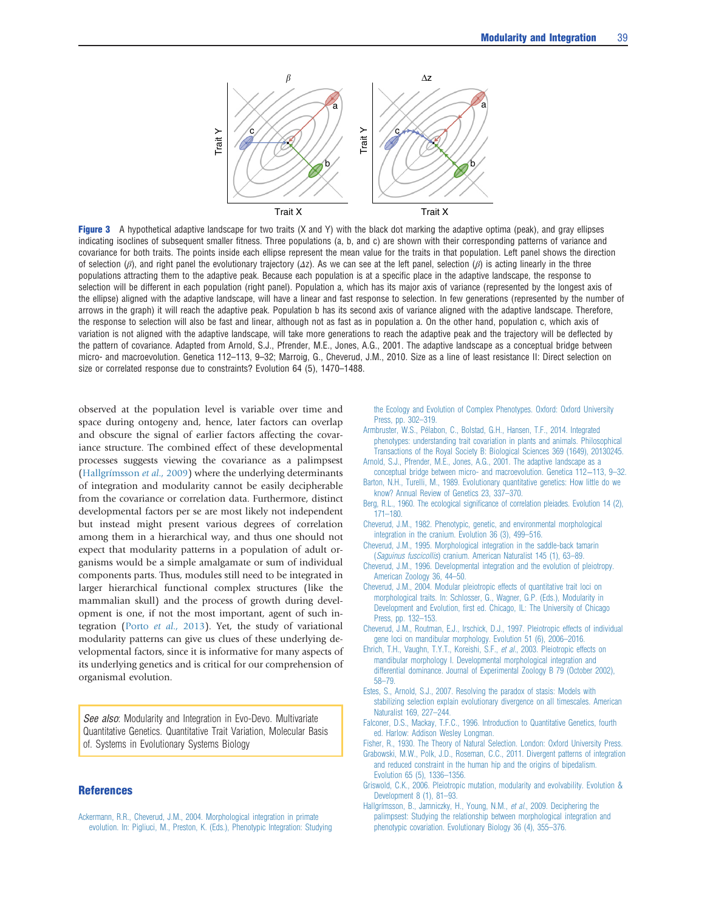β

Δz

Trait Y

Trait X

a

b

c

Figure 3 A hypothetical adaptive landscape for two traits (X and Y) with the black dot marking the adaptive optima (peak), and gray ellipses indicating isoclines of subsequent smaller fitness. Three populations (a, b, and c) are shown with their corresponding patterns of variance and covariance for both traits. The points inside each ellipse represent the mean value for the traits in that population. Left panel shows the direction of selection ($\beta$), and right panel the evolutionary trajectory ($\Delta z$). As we can see at the left panel, selection ($\beta$) is acting linearly in the three populations attracting them to the adaptive peak. Because each population is at a specific place in the adaptive landscape, the response to selection will be different in each population (right panel). Population a, which has its major axis of variance (represented by the longest axis of the ellipse) aligned with the adaptive landscape, will have a linear and fast response to selection. In few generations (represented by the number of arrows in the graph) it will reach the adaptive peak. Population b has its second axis of variance aligned with the adaptive landscape. Therefore, the response to selection will also be fast and linear, although not as fast as in population a. On the other hand, population c, which axis of variation is not aligned with the adaptive landscape, will take more generations to reach the adaptive peak and the trajectory will be deflected by the pattern of covariance. Adapted from Arnold, S.J., Pfrender, M.E., Jones, A.G., 2001. The adaptive landscape as a conceptual bridge between micro- and macroevolution. Genetica 112–113, 9–32; Marroig, G., Cheverud, J.M., 2010. Size as a line of least resistance II: Direct selection on size or correlated response due to constraints? Evolution 64 (5), 1470–1488.

observed at the population level is variable over time and space during ontogeny and, hence, later factors can overlap and obscure the signal of earlier factors affecting the covariance structure. The combined effect of these developmental processes suggests viewing the covariance as a palimpsest (Hallgrímsson *et al.,* 2009) where the underlying determinants of integration and modularity cannot be easily decipherable from the covariance or correlation data. Furthermore, distinct developmental factors per se are most likely not independent but instead might present various degrees of correlation among them in a hierarchical way, and thus one should not expect that modularity patterns in a population of adult organisms would be a simple amalgamate or sum of individual components parts. Thus, modules still need to be integrated in larger hierarchical functional complex structures (like the mammalian skull) and the process of growth during development is one, if not the most important, agent of such integration (Porto *et al.,* 2013). Yet, the study of variational modularity patterns can give us clues of these underlying developmental factors, since it is informative for many aspects of its underlying genetics and is critical for our comprehension of organismal evolution.

*See also*: Modularity and Integration in Evo-Devo. Multivariate Quantitative Genetics. Quantitative Trait Variation, Molecular Basis of. Systems in Evolutionary Systems Biology

## References

Ackermann, R.R., Cheverud, J.M., 2004. Morphological integration in primate evolution. In: Pigliuci, M., Preston, K. (Eds.), Phenotypic Integration: Studying the Ecology and Evolution of Complex Phenotypes. Oxford: Oxford University Press, pp. 302–319.

Armbruster, W.S., Pélabon, C., Bolstad, G.H., Hansen, T.F., 2014. Integrated phenotypes: understanding trait covariation in plants and animals. Philosophical Transactions of the Royal Society B: Biological Sciences 369 (1649), 20130245.

Arnold, S.J., Pfrender, M.E., Jones, A.G., 2001. The adaptive landscape as a conceptual bridge between micro- and macroevolution. Genetica 112–113, 9–32.

Barton, N.H., Turelli, M., 1989. Evolutionary quantitative genetics: How little do we know? Annual Review of Genetics 23, 337–370.

Berg, R.L., 1960. The ecological significance of correlation pleiades. Evolution 14 (2), 171–180.

Cheverud, J.M., 1982. Phenotypic, genetic, and environmental morphological integration in the cranium. Evolution 36 (3), 499–516.

Cheverud, J.M., 1995. Morphological integration in the saddle-back tamarin (*Saguinus fuscicollis*) cranium. American Naturalist 145 (1), 63–89.

Cheverud, J.M., 1996. Developmental integration and the evolution of pleiotropy. American Zoology 36, 44–50.

Cheverud, J.M., 2004. Modular pleiotropic effects of quantitative trait loci on morphological traits. In: Schlosser, G., Wagner, G.P. (Eds.), Modularity in Development and Evolution, first ed. Chicago, IL: The University of Chicago Press, pp. 132–153.

Cheverud, J.M., Routman, E.J., Irschick, D.J., 1997. Pleiotropic effects of individual gene loci on mandibular morphology. Evolution 51 (6), 2006–2016.

Ehrich, T.H., Vaughn, T.Y.T., Koreishi, S.F., *et al.*, 2003. Pleiotropic effects on mandibular morphology I. Developmental morphological integration and differential dominance. Journal of Experimental Zoology B 79 (October 2002), 58–79.

Estes, S., Arnold, S.J., 2007. Resolving the paradox of stasis: Models with stabilizing selection explain evolutionary divergence on all timescales. American Naturalist 169, 227–244.

Falconer, D.S., Mackay, T.F.C., 1996. Introduction to Quantitative Genetics, fourth ed. Harlow: Addison Wesley Longman.

Fisher, R., 1930. The Theory of Natural Selection. London: Oxford University Press.

Grabowski, M.W., Polk, J.D., Roseman, C.C., 2011. Divergent patterns of integration and reduced constraint in the human hip and the origins of bipedalism. Evolution 65 (5), 1336–1356.

Griswold, C.K., 2006. Pleiotropic mutation, modularity and evolvability. Evolution & Development 8 (1), 81–93.

Hallgrímsson, B., Jamniczky, H., Young, N.M., *et al.*, 2009. Deciphering the palimpsest: Studying the relationship between morphological integration and phenotypic covariation. Evolutionary Biology 36 (4), 355–376.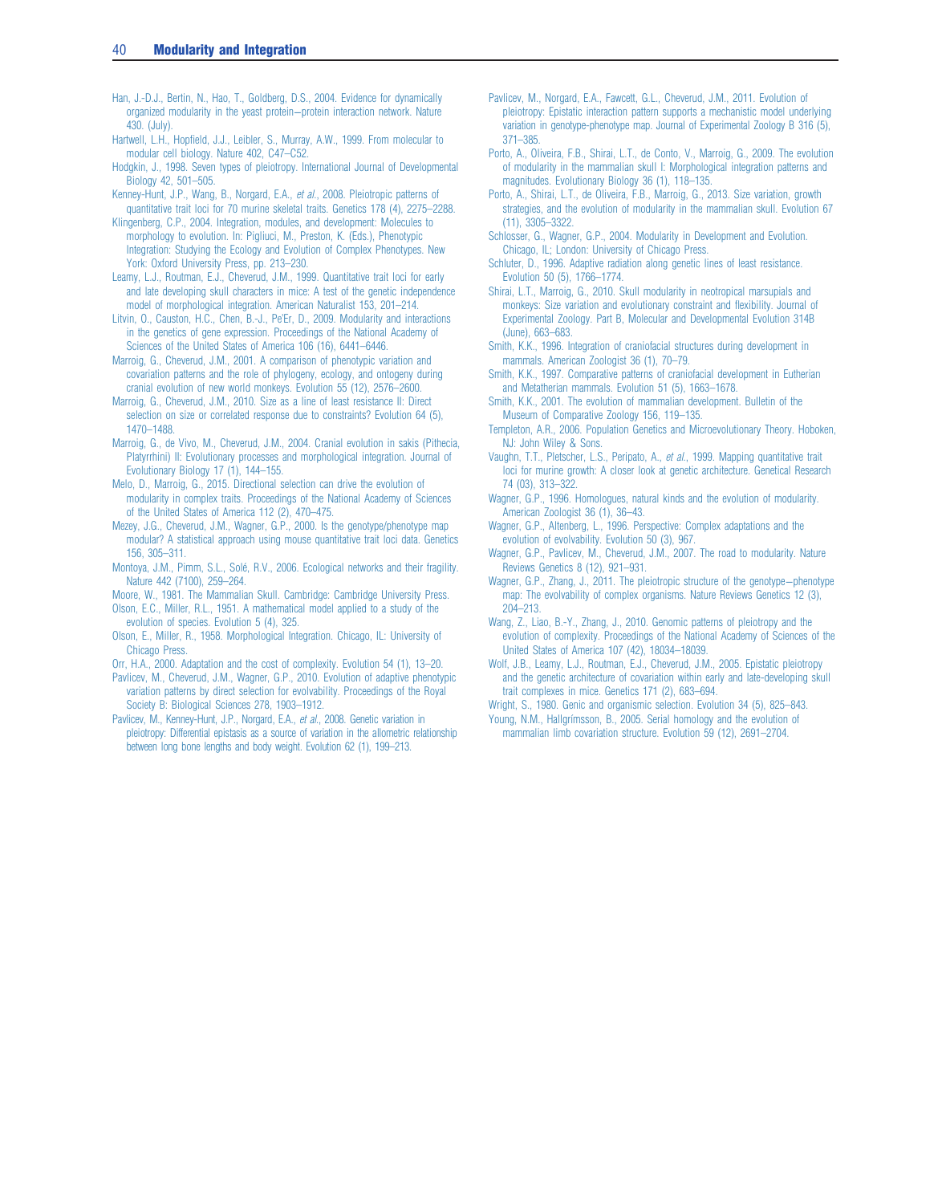Han, J.-D.J., Bertin, N., Hao, T., Goldberg, D.S., 2004. Evidence for dynamically organized modularity in the yeast protein–protein interaction network. Nature 430. (July).

Hartwell, L.H., Hopfield, J.J., Leibler, S., Murray, A.W., 1999. From molecular to modular cell biology. Nature 402, C47–C52.

Hodgkin, J., 1998. Seven types of pleiotropy. International Journal of Developmental Biology 42, 501–505.

Kenney-Hunt, J.P., Wang, B., Norgard, E.A., *et al.*, 2008. Pleiotropic patterns of quantitative trait loci for 70 murine skeletal traits. Genetics 178 (4), 2275–2288.

Klingenberg, C.P., 2004. Integration, modules, and development: Molecules to morphology to evolution. In: Pigliuci, M., Preston, K. (Eds.), Phenotypic Integration: Studying the Ecology and Evolution of Complex Phenotypes. New York: Oxford University Press, pp. 213–230.

Leamy, L.J., Routman, E.J., Cheverud, J.M., 1999. Quantitative trait loci for early and late developing skull characters in mice: A test of the genetic independence model of morphological integration. American Naturalist 153, 201–214.

Litvin, O., Causton, H.C., Chen, B.-J., Pe'Er, D., 2009. Modularity and interactions in the genetics of gene expression. Proceedings of the National Academy of Sciences of the United States of America 106 (16), 6441–6446.

Marroig, G., Cheverud, J.M., 2001. A comparison of phenotypic variation and covariation patterns and the role of phylogeny, ecology, and ontogeny during cranial evolution of new world monkeys. Evolution 55 (12), 2576–2600.

Marroig, G., Cheverud, J.M., 2010. Size as a line of least resistance II: Direct selection on size or correlated response due to constraints? Evolution 64 (5), 1470–1488.

Marroig, G., de Vivo, M., Cheverud, J.M., 2004. Cranial evolution in sakis (Pithecia, Platyrrhini) II: Evolutionary processes and morphological integration. Journal of Evolutionary Biology 17 (1), 144–155.

Melo, D., Marroig, G., 2015. Directional selection can drive the evolution of modularity in complex traits. Proceedings of the National Academy of Sciences of the United States of America 112 (2), 470–475.

Mezey, J.G., Cheverud, J.M., Wagner, G.P., 2000. Is the genotype/phenotype map modular? A statistical approach using mouse quantitative trait loci data. Genetics 156, 305–311.

Montoya, J.M., Pimm, S.L., Solé, R.V., 2006. Ecological networks and their fragility. Nature 442 (7100), 259–264.

Moore, W., 1981. The Mammalian Skull. Cambridge: Cambridge University Press.

Olson, E.C., Miller, R.L., 1951. A mathematical model applied to a study of the evolution of species. Evolution 5 (4), 325.

Olson, E., Miller, R., 1958. Morphological Integration. Chicago, IL: University of Chicago Press.

Orr, H.A., 2000. Adaptation and the cost of complexity. Evolution 54 (1), 13–20.

Pavlicev, M., Cheverud, J.M., Wagner, G.P., 2010. Evolution of adaptive phenotypic variation patterns by direct selection for evolvability. Proceedings of the Royal Society B: Biological Sciences 278, 1903–1912.

Pavlicev, M., Kenney-Hunt, J.P., Norgard, E.A., *et al.*, 2008. Genetic variation in pleiotropy: Differential epistasis as a source of variation in the allometric relationship between long bone lengths and body weight. Evolution 62 (1), 199–213.

Pavlicev, M., Norgard, E.A., Fawcett, G.L., Cheverud, J.M., 2011. Evolution of pleiotropy: Epistatic interaction pattern supports a mechanistic model underlying variation in genotype-phenotype map. Journal of Experimental Zoology B 316 (5), 371–385.

Porto, A., Oliveira, F.B., Shirai, L.T., de Conto, V., Marroig, G., 2009. The evolution of modularity in the mammalian skull I: Morphological integration patterns and magnitudes. Evolutionary Biology 36 (1), 118–135.

Porto, A., Shirai, L.T., de Oliveira, F.B., Marroig, G., 2013. Size variation, growth strategies, and the evolution of modularity in the mammalian skull. Evolution 67 (11), 3305–3322.

Schlosser, G., Wagner, G.P., 2004. Modularity in Development and Evolution. Chicago, IL; London: University of Chicago Press.

Schluter, D., 1996. Adaptive radiation along genetic lines of least resistance. Evolution 50 (5), 1766–1774.

Shirai, L.T., Marroig, G., 2010. Skull modularity in neotropical marsupials and monkeys: Size variation and evolutionary constraint and flexibility. Journal of Experimental Zoology. Part B, Molecular and Developmental Evolution 314B (June), 663–683.

Smith, K.K., 1996. Integration of craniofacial structures during development in mammals. American Zoologist 36 (1), 70–79.

Smith, K.K., 1997. Comparative patterns of craniofacial development in Eutherian and Metatherian mammals. Evolution 51 (5), 1663–1678.

Smith, K.K., 2001. The evolution of mammalian development. Bulletin of the Museum of Comparative Zoology 156, 119–135.

Templeton, A.R., 2006. Population Genetics and Microevolutionary Theory. Hoboken, NJ: John Wiley & Sons.

Vaughn, T.T., Pletscher, L.S., Peripato, A., *et al.*, 1999. Mapping quantitative trait loci for murine growth: A closer look at genetic architecture. Genetical Research 74 (03), 313–322.

Wagner, G.P., 1996. Homologues, natural kinds and the evolution of modularity. American Zoologist 36 (1), 36–43.

Wagner, G.P., Altenberg, L., 1996. Perspective: Complex adaptations and the evolution of evolvability. Evolution 50 (3), 967.

Wagner, G.P., Pavlicev, M., Cheverud, J.M., 2007. The road to modularity. Nature Reviews Genetics 8 (12), 921–931.

Wagner, G.P., Zhang, J., 2011. The pleiotropic structure of the genotype–phenotype map: The evolvability of complex organisms. Nature Reviews Genetics 12 (3), 204–213.

Wang, Z., Liao, B.-Y., Zhang, J., 2010. Genomic patterns of pleiotropy and the evolution of complexity. Proceedings of the National Academy of Sciences of the United States of America 107 (42), 18034–18039.

Wolf, J.B., Leamy, L.J., Routman, E.J., Cheverud, J.M., 2005. Epistatic pleiotropy and the genetic architecture of covariation within early and late-developing skull trait complexes in mice. Genetics 171 (2), 683–694.

Wright, S., 1980. Genic and organismic selection. Evolution 34 (5), 825–843.

Young, N.M., Hallgrímsson, B., 2005. Serial homology and the evolution of mammalian limb covariation structure. Evolution 59 (12), 2691–2704.